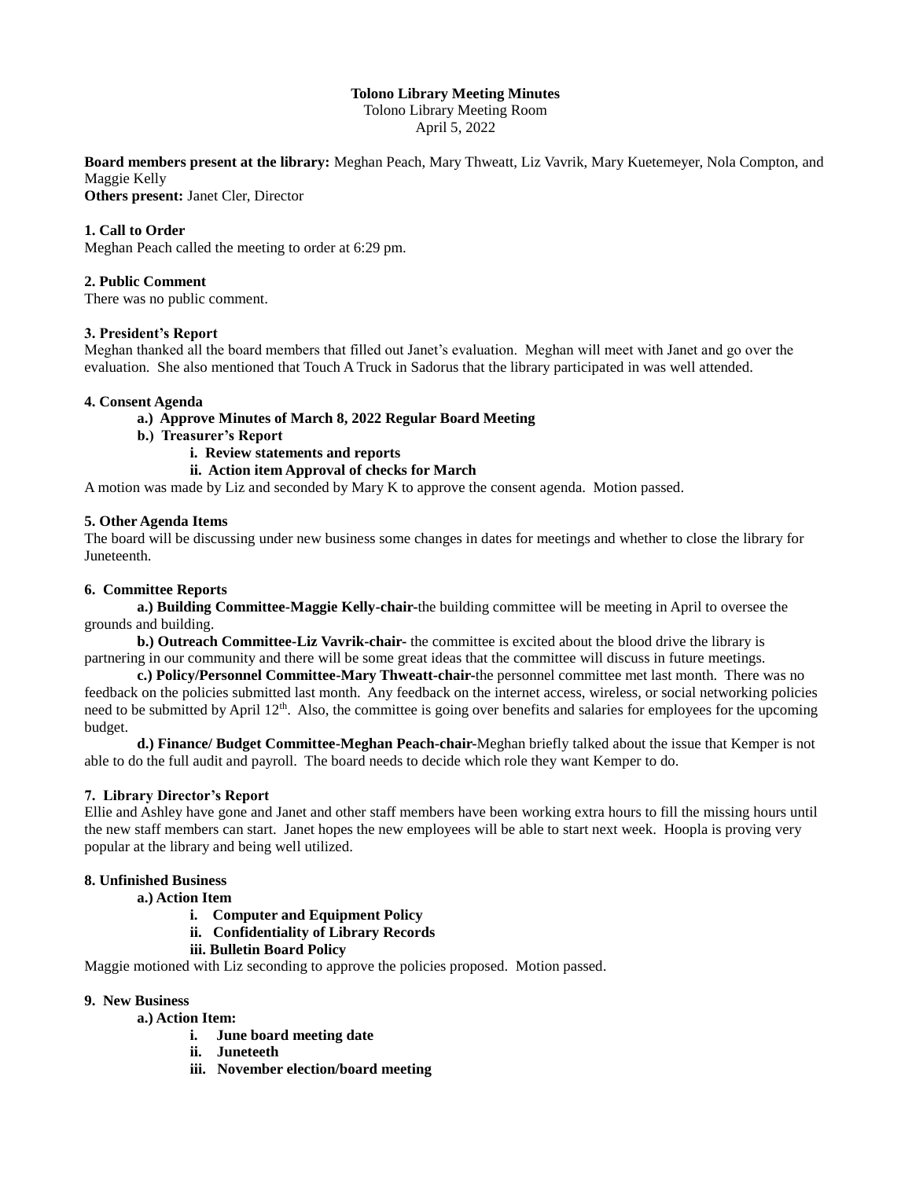# Tolono Library Meeting Minutes

Tolono Library Meeting Room
April 5, 2022

**Board members present at the library:** Meghan Peach, Mary Thweatt, Liz Vavrik, Mary Kuetemeyer, Nola Compton, and Maggie Kelly
**Others present:** Janet Cler, Director

**1. Call to Order**
Meghan Peach called the meeting to order at 6:29 pm.

**2. Public Comment**
There was no public comment.

**3. President's Report**
Meghan thanked all the board members that filled out Janet's evaluation. Meghan will meet with Janet and go over the evaluation. She also mentioned that Touch A Truck in Sadorus that the library participated in was well attended.

**4. Consent Agenda**

- **a.) Approve Minutes of March 8, 2022 Regular Board Meeting**
- **b.) Treasurer's Report**
  - **i. Review statements and reports**
  - **ii. Action item Approval of checks for March**

A motion was made by Liz and seconded by Mary K to approve the consent agenda. Motion passed.

**5. Other Agenda Items**
The board will be discussing under new business some changes in dates for meetings and whether to close the library for Juneteenth.

**6. Committee Reports**

**a.) Building Committee-Maggie Kelly-chair-**the building committee will be meeting in April to oversee the grounds and building.

**b.) Outreach Committee-Liz Vavrik-chair-** the committee is excited about the blood drive the library is partnering in our community and there will be some great ideas that the committee will discuss in future meetings.

**c.) Policy/Personnel Committee-Mary Thweatt-chair-**the personnel committee met last month. There was no feedback on the policies submitted last month. Any feedback on the internet access, wireless, or social networking policies need to be submitted by April 12th. Also, the committee is going over benefits and salaries for employees for the upcoming budget.

**d.) Finance/ Budget Committee-Meghan Peach-chair-**Meghan briefly talked about the issue that Kemper is not able to do the full audit and payroll. The board needs to decide which role they want Kemper to do.

**7. Library Director's Report**
Ellie and Ashley have gone and Janet and other staff members have been working extra hours to fill the missing hours until the new staff members can start. Janet hopes the new employees will be able to start next week. Hoopla is proving very popular at the library and being well utilized.

**8. Unfinished Business**

- **a.) Action Item**
  - **i. Computer and Equipment Policy**
  - **ii. Confidentiality of Library Records**
  - **iii. Bulletin Board Policy**

Maggie motioned with Liz seconding to approve the policies proposed. Motion passed.

**9. New Business**

- **a.) Action Item:**
  - **i. June board meeting date**
  - **ii. Juneteeth**
  - **iii. November election/board meeting**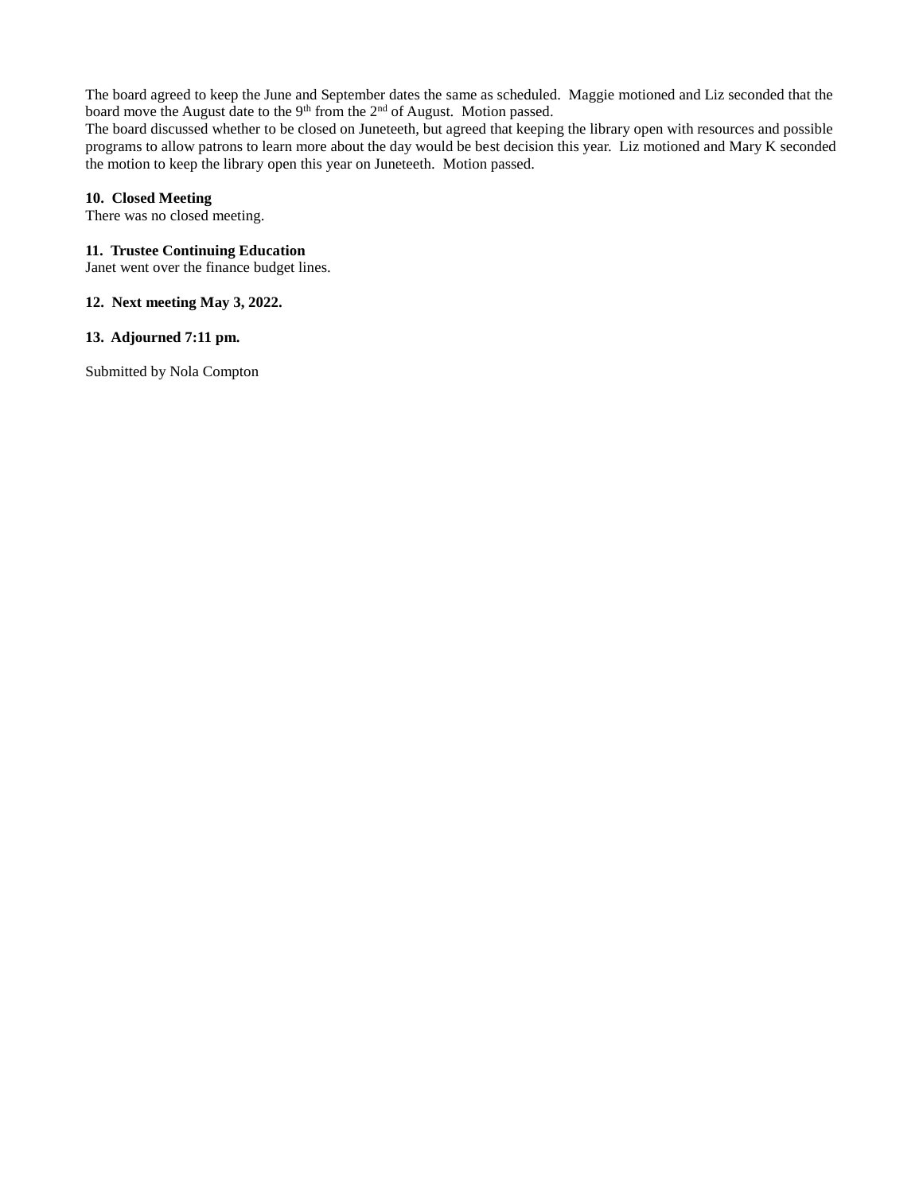The board agreed to keep the June and September dates the same as scheduled. Maggie motioned and Liz seconded that the board move the August date to the 9th from the 2nd of August. Motion passed.
The board discussed whether to be closed on Juneteeth, but agreed that keeping the library open with resources and possible programs to allow patrons to learn more about the day would be best decision this year. Liz motioned and Mary K seconded the motion to keep the library open this year on Juneteeth. Motion passed.

**10. Closed Meeting**
There was no closed meeting.

**11. Trustee Continuing Education**
Janet went over the finance budget lines.

**12. Next meeting May 3, 2022.**

**13. Adjourned 7:11 pm.**

Submitted by Nola Compton